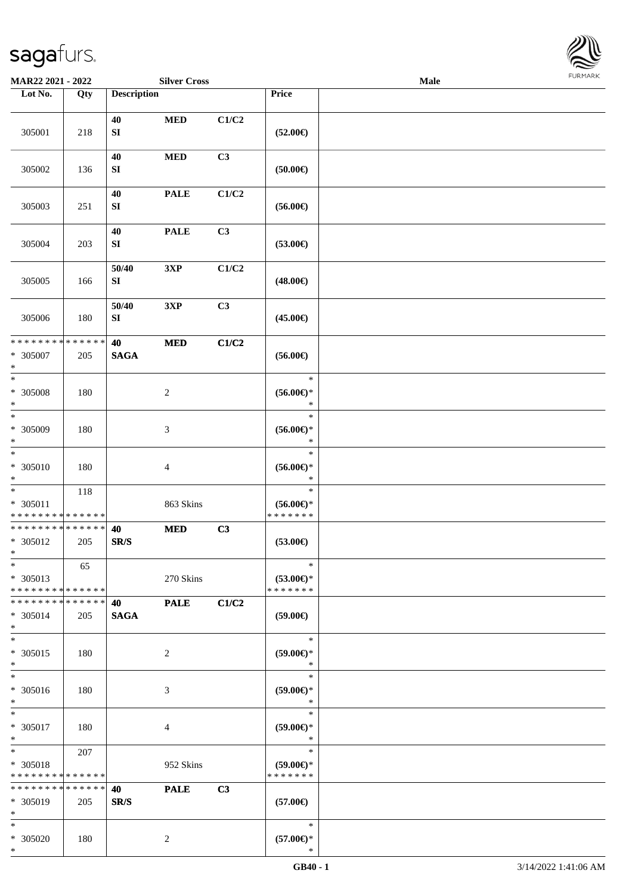MAR22 2021 - 2022 Silver Cross Male

| Lot No. | Qty | Description | | | Price | |
|---|---|---|---|---|---|---|
| 305001 | 218 | 40 SI | MED | C1/C2 | (52.00€) | |
| 305002 | 136 | 40 SI | MED | C3 | (50.00€) | |
| 305003 | 251 | 40 SI | PALE | C1/C2 | (56.00€) | |
| 305004 | 203 | 40 SI | PALE | C3 | (53.00€) | |
| 305005 | 166 | 50/40 SI | 3XP | C1/C2 | (48.00€) | |
| 305006 | 180 | 50/40 SI | 3XP | C3 | (45.00€) | |
| * * * * * * * * * * * * * * <br>* 305007<br>* | 205 | 40 SAGA | MED | C1/C2 | (56.00€) | |
| * <br>* 305008<br>* | 180 | | 2 | | * <br>(56.00€)*<br>* | |
| * <br>* 305009<br>* | 180 | | 3 | | * <br>(56.00€)*<br>* | |
| * <br>* 305010<br>* | 180 | | 4 | | * <br>(56.00€)*<br>* | |
| * <br>* 305011<br>* * * * * * * * * * * * * * | 118 | | 863 Skins | | * <br>(56.00€)*<br>* * * * * * * | |
| * * * * * * * * * * * * * * <br>* 305012<br>* | 205 | 40 SR/S | MED | C3 | (53.00€) | |
| * <br>* 305013<br>* * * * * * * * * * * * * * | 65 | | 270 Skins | | * <br>(53.00€)*<br>* * * * * * * | |
| * * * * * * * * * * * * * * <br>* 305014<br>* | 205 | 40 SAGA | PALE | C1/C2 | (59.00€) | |
| * <br>* 305015<br>* | 180 | | 2 | | * <br>(59.00€)*<br>* | |
| * <br>* 305016<br>* | 180 | | 3 | | * <br>(59.00€)*<br>* | |
| * <br>* 305017<br>* | 180 | | 4 | | * <br>(59.00€)*<br>* | |
| * <br>* 305018<br>* * * * * * * * * * * * * * | 207 | | 952 Skins | | * <br>(59.00€)*<br>* * * * * * * | |
| * * * * * * * * * * * * * * <br>* 305019<br>* | 205 | 40 SR/S | PALE | C3 | (57.00€) | |
| * <br>* 305020<br>* | 180 | | 2 | | * <br>(57.00€)*<br>* | |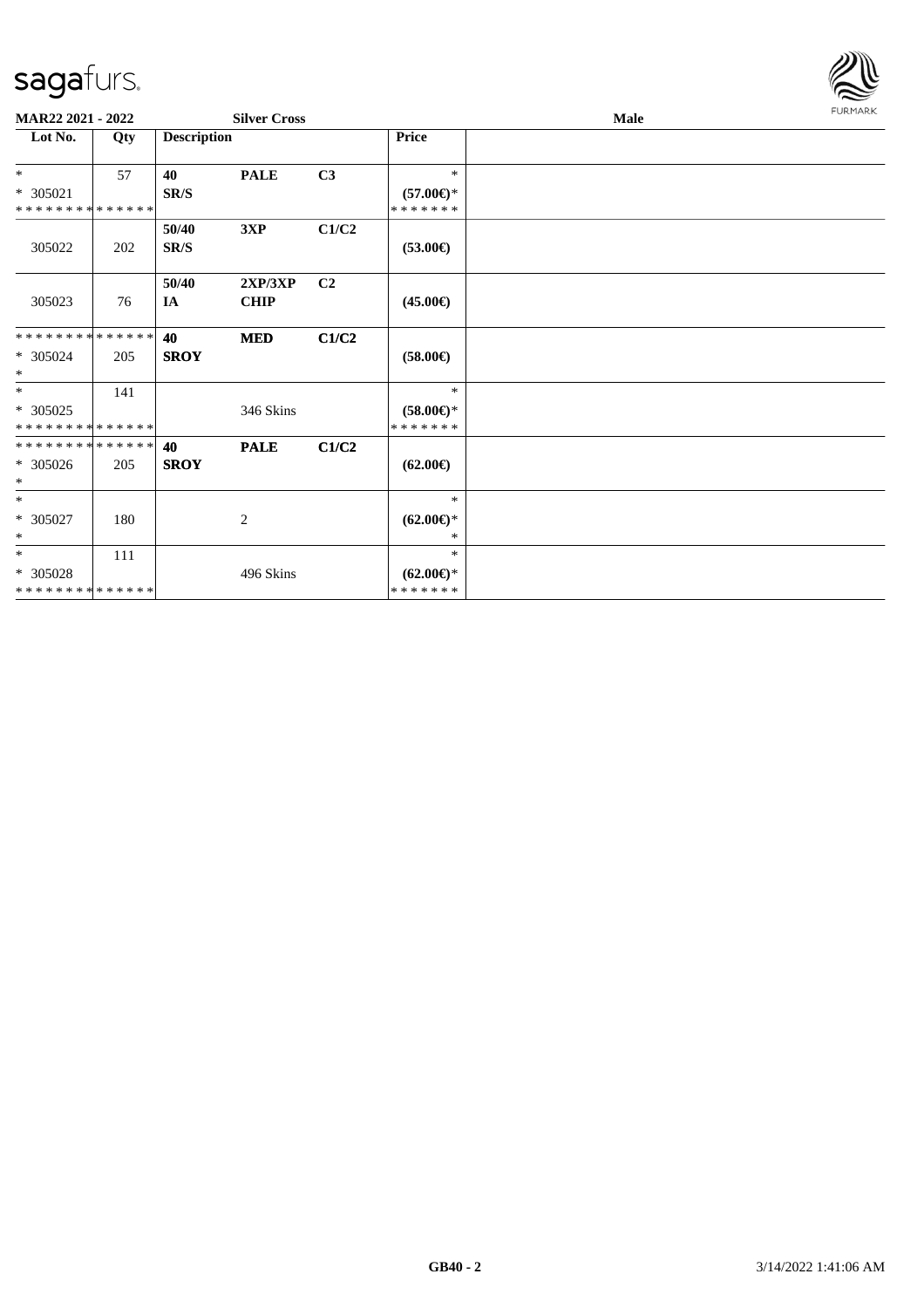**MAR22 2021 - 2022** | **Silver Cross** | **Male**

| Lot No. | Qty | Description | | | Price | |
|---|---|---|---|---|---|---|
| * | 57 | **40** | **PALE** | **C3** | * | |
| * 305021 | | **SR/S** | | | **(57.00€)*** | |
| * * * * * * * * * * * * * * | | | | | * * * * * * * | |
| | | **50/40** | **3XP** | **C1/C2** | | |
| 305022 | 202 | **SR/S** | | | **(53.00€)** | |
| | | **50/40** | **2XP/3XP** | **C2** | | |
| 305023 | 76 | **IA** | **CHIP** | | **(45.00€)** | |
| * * * * * * * * * * * * * * | | **40** | **MED** | **C1/C2** | | |
| * 305024 | 205 | **SROY** | | | **(58.00€)** | |
| * | | | | | | |
| * | 141 | | | | * | |
| * 305025 | | | 346 Skins | | **(58.00€)*** | |
| * * * * * * * * * * * * * * | | | | | * * * * * * * | |
| * * * * * * * * * * * * * * | | **40** | **PALE** | **C1/C2** | | |
| * 305026 | 205 | **SROY** | | | **(62.00€)** | |
| * | | | | | | |
| * | | | | | * | |
| * 305027 | 180 | | 2 | | **(62.00€)*** | |
| * | | | | | * | |
| * | 111 | | | | * | |
| * 305028 | | | 496 Skins | | **(62.00€)*** | |
| * * * * * * * * * * * * * * | | | | | * * * * * * * | |

GB40 - 2 | 3/14/2022 1:41:06 AM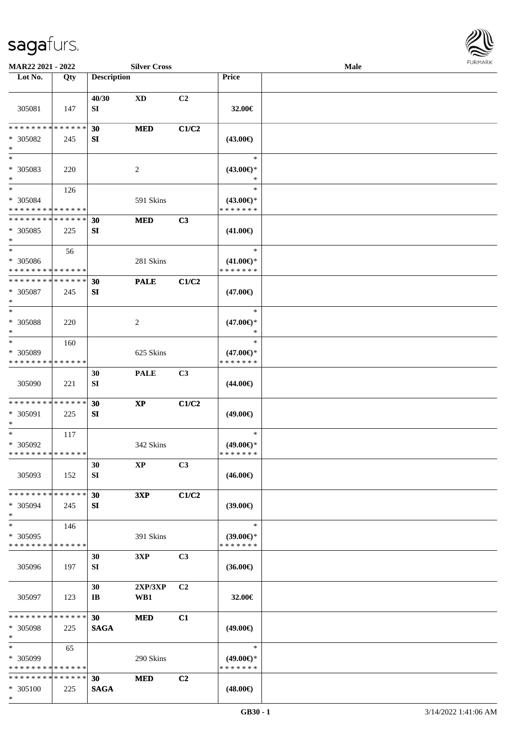| Lot No. | Qty | Description | | | Price | |
|---|---|---|---|---|---|---|
| 305081 | 147 | 40/30 SI | XD | C2 | 32.00€ | |
| * * * * * * * * * * * * * * * 305082 * | 245 | 30 SI | MED | C1/C2 | (43.00€) | |
| * * 305083 * | 220 | | 2 | | * (43.00€)* * | |
| * * 305084 * * * * * * * * * * * * * * | 126 | | 591 Skins | | * (43.00€)* * * * * * * * | |
| * * * * * * * * * * * * * * * 305085 * | 225 | 30 SI | MED | C3 | (41.00€) | |
| * * 305086 * * * * * * * * * * * * * * | 56 | | 281 Skins | | * (41.00€)* * * * * * * * | |
| * * * * * * * * * * * * * * * 305087 * | 245 | 30 SI | PALE | C1/C2 | (47.00€) | |
| * * 305088 * | 220 | | 2 | | * (47.00€)* * | |
| * * 305089 * * * * * * * * * * * * * * | 160 | | 625 Skins | | * (47.00€)* * * * * * * * | |
| 305090 | 221 | 30 SI | PALE | C3 | (44.00€) | |
| * * * * * * * * * * * * * * * 305091 * | 225 | 30 SI | XP | C1/C2 | (49.00€) | |
| * * 305092 * * * * * * * * * * * * * * | 117 | | 342 Skins | | * (49.00€)* * * * * * * * | |
| 305093 | 152 | 30 SI | XP | C3 | (46.00€) | |
| * * * * * * * * * * * * * * * 305094 * | 245 | 30 SI | 3XP | C1/C2 | (39.00€) | |
| * * 305095 * * * * * * * * * * * * * * | 146 | | 391 Skins | | * (39.00€)* * * * * * * * | |
| 305096 | 197 | 30 SI | 3XP | C3 | (36.00€) | |
| 305097 | 123 | 30 IB | 2XP/3XP WB1 | C2 | 32.00€ | |
| * * * * * * * * * * * * * * * 305098 * | 225 | 30 SAGA | MED | C1 | (49.00€) | |
| * * 305099 * * * * * * * * * * * * * * | 65 | | 290 Skins | | * (49.00€)* * * * * * * * | |
| * * * * * * * * * * * * * * * 305100 * | 225 | 30 SAGA | MED | C2 | (48.00€) | |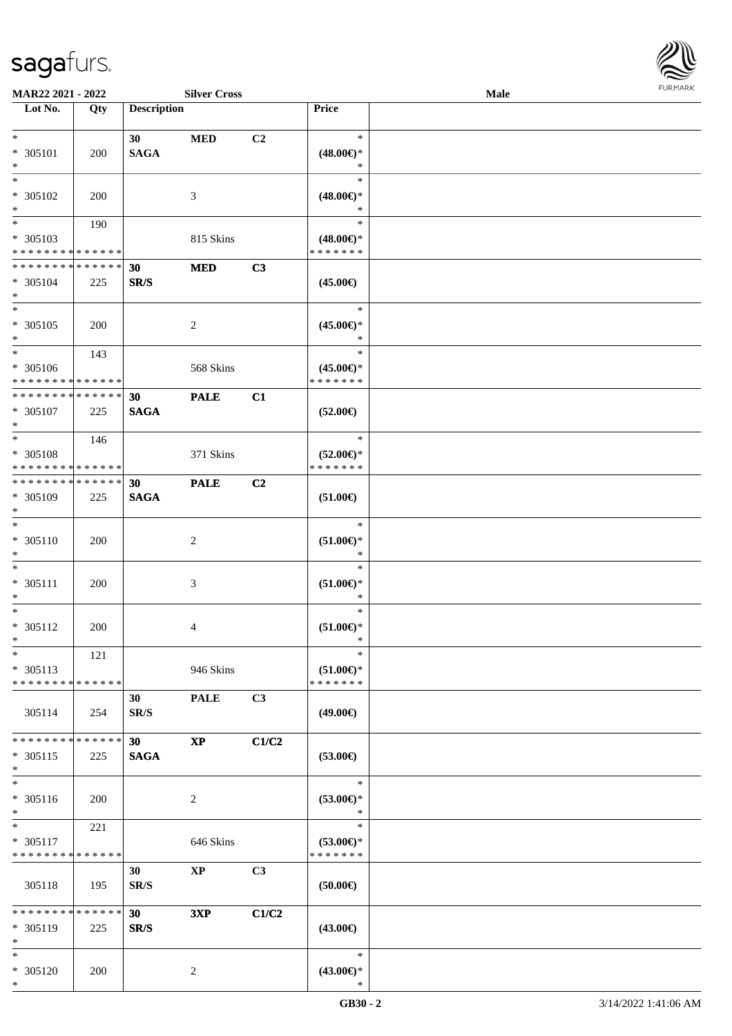**MAR22 2021 - 2022** **Silver Cross** **Male**

| Lot No. | Qty | Description | | | Price | |
|---|---|---|---|---|---|---|
| * | | 30 | MED | C2 | * | |
| * 305101 | 200 | SAGA | | | (48.00€)* | |
| * | | | | | * | |
| * | | | | | * | |
| * 305102 | 200 | | 3 | | (48.00€)* | |
| * | | | | | * | |
| * | 190 | | | | * | |
| * 305103 | | | 815 Skins | | (48.00€)* | |
| * * * * * * * * * * * * * * | | | | | * * * * * * * | |
| * * * * * * * * * * * * * * | | 30 | MED | C3 | | |
| * 305104 | 225 | SR/S | | | (45.00€) | |
| * | | | | | | |
| * | | | | | * | |
| * 305105 | 200 | | 2 | | (45.00€)* | |
| * | | | | | * | |
| * | 143 | | | | * | |
| * 305106 | | | 568 Skins | | (45.00€)* | |
| * * * * * * * * * * * * * * | | | | | * * * * * * * | |
| * * * * * * * * * * * * * * | | 30 | PALE | C1 | | |
| * 305107 | 225 | SAGA | | | (52.00€) | |
| * | | | | | | |
| * | 146 | | | | * | |
| * 305108 | | | 371 Skins | | (52.00€)* | |
| * * * * * * * * * * * * * * | | | | | * * * * * * * | |
| * * * * * * * * * * * * * * | | 30 | PALE | C2 | | |
| * 305109 | 225 | SAGA | | | (51.00€) | |
| * | | | | | | |
| * | | | | | * | |
| * 305110 | 200 | | 2 | | (51.00€)* | |
| * | | | | | * | |
| * | | | | | * | |
| * 305111 | 200 | | 3 | | (51.00€)* | |
| * | | | | | * | |
| * | | | | | * | |
| * 305112 | 200 | | 4 | | (51.00€)* | |
| * | | | | | * | |
| * | 121 | | | | * | |
| * 305113 | | | 946 Skins | | (51.00€)* | |
| * * * * * * * * * * * * * * | | | | | * * * * * * * | |
| | | 30 | PALE | C3 | | |
| 305114 | 254 | SR/S | | | (49.00€) | |
| * * * * * * * * * * * * * * | | 30 | XP | C1/C2 | | |
| * 305115 | 225 | SAGA | | | (53.00€) | |
| * | | | | | | |
| * | | | | | * | |
| * 305116 | 200 | | 2 | | (53.00€)* | |
| * | | | | | * | |
| * | 221 | | | | * | |
| * 305117 | | | 646 Skins | | (53.00€)* | |
| * * * * * * * * * * * * * * | | | | | * * * * * * * | |
| | | 30 | XP | C3 | | |
| 305118 | 195 | SR/S | | | (50.00€) | |
| * * * * * * * * * * * * * * | | 30 | 3XP | C1/C2 | | |
| * 305119 | 225 | SR/S | | | (43.00€) | |
| * | | | | | | |
| * | | | | | * | |
| * 305120 | 200 | | 2 | | (43.00€)* | |
| * | | | | | * | |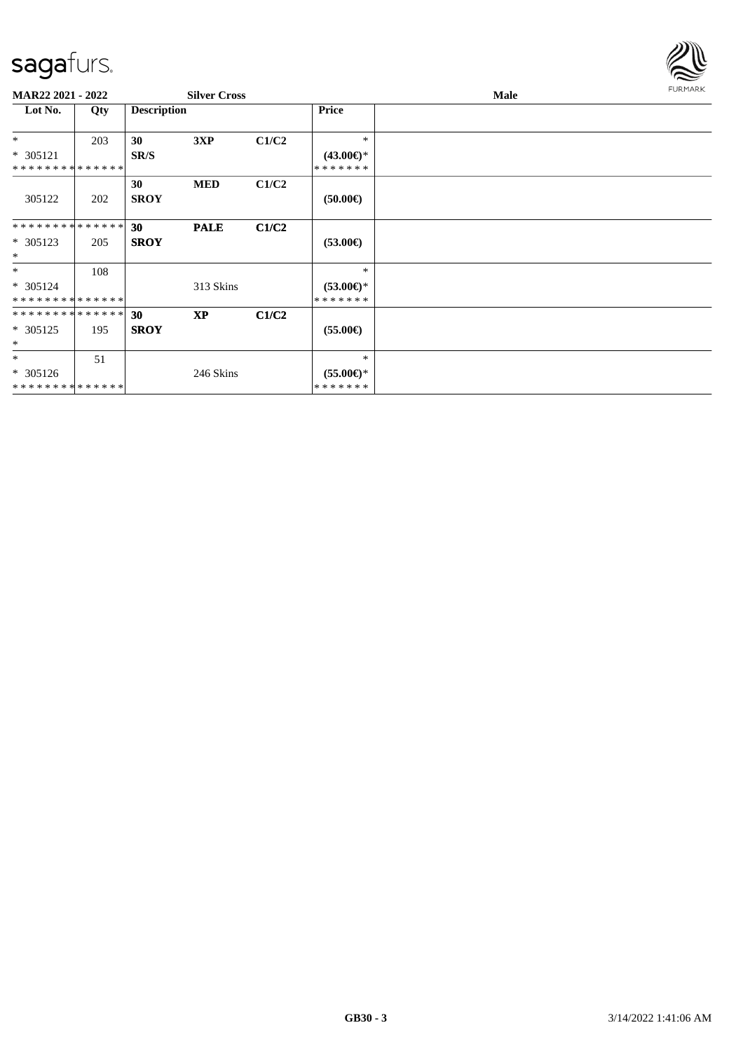**MAR22 2021 - 2022** | **Silver Cross** | **Male**

| Lot No. | Qty | Description | | | Price | |
|---|---|---|---|---|---|---|
| * <br> * 305121 <br> * * * * * * * * * * * * * * | 203 | **30** <br> **SR/S** | **3XP** | **C1/C2** | * <br> **(43.00€)*** <br> * * * * * * * | |
| 305122 | 202 | **30** <br> **SROY** | **MED** | **C1/C2** | **(50.00€)** | |
| * * * * * * * * * * * * * * <br> * 305123 <br> * | 205 | **30** <br> **SROY** | **PALE** | **C1/C2** | **(53.00€)** | |
| * <br> * 305124 <br> * * * * * * * * * * * * * * | 108 | | 313 Skins | | * <br> **(53.00€)*** <br> * * * * * * * | |
| * * * * * * * * * * * * * * <br> * 305125 <br> * | 195 | **30** <br> **SROY** | **XP** | **C1/C2** | **(55.00€)** | |
| * <br> * 305126 <br> * * * * * * * * * * * * * * | 51 | | 246 Skins | | * <br> **(55.00€)*** <br> * * * * * * * | |

GB30 - 3

3/14/2022 1:41:06 AM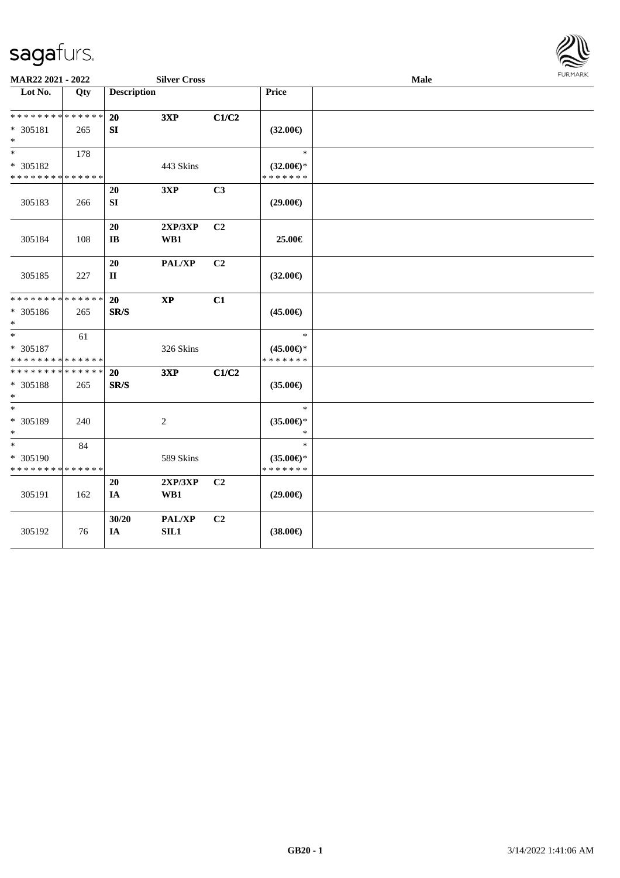**MAR22 2021 - 2022** | **Silver Cross** | **Male**

| Lot No. | Qty | Description | | | Price | |
|---|---|---|---|---|---|---|
| * * * * * * * * * * * * * * | | **20** | **3XP** | **C1/C2** | | |
| * 305181 | 265 | **SI** | | | **(32.00€)** | |
| * | | | | | | |
| * | 178 | | | | * | |
| * 305182 | | | 443 Skins | | **(32.00€)*** | |
| * * * * * * * * * * * * * * | | | | | * * * * * * * | |
| | | **20** | **3XP** | **C3** | | |
| 305183 | 266 | **SI** | | | **(29.00€)** | |
| | | **20** | **2XP/3XP** | **C2** | | |
| 305184 | 108 | **IB** | **WB1** | | **25.00€** | |
| | | **20** | **PAL/XP** | **C2** | | |
| 305185 | 227 | **II** | | | **(32.00€)** | |
| * * * * * * * * * * * * * * | | **20** | **XP** | **C1** | | |
| * 305186 | 265 | **SR/S** | | | **(45.00€)** | |
| * | | | | | | |
| * | 61 | | | | * | |
| * 305187 | | | 326 Skins | | **(45.00€)*** | |
| * * * * * * * * * * * * * * | | | | | * * * * * * * | |
| * * * * * * * * * * * * * * | | **20** | **3XP** | **C1/C2** | | |
| * 305188 | 265 | **SR/S** | | | **(35.00€)** | |
| * | | | | | | |
| * | | | | | * | |
| * 305189 | 240 | | 2 | | **(35.00€)*** | |
| * | | | | | * | |
| * | 84 | | | | * | |
| * 305190 | | | 589 Skins | | **(35.00€)*** | |
| * * * * * * * * * * * * * * | | | | | * * * * * * * | |
| | | **20** | **2XP/3XP** | **C2** | | |
| 305191 | 162 | **IA** | **WB1** | | **(29.00€)** | |
| | | **30/20** | **PAL/XP** | **C2** | | |
| 305192 | 76 | **IA** | **SIL1** | | **(38.00€)** | |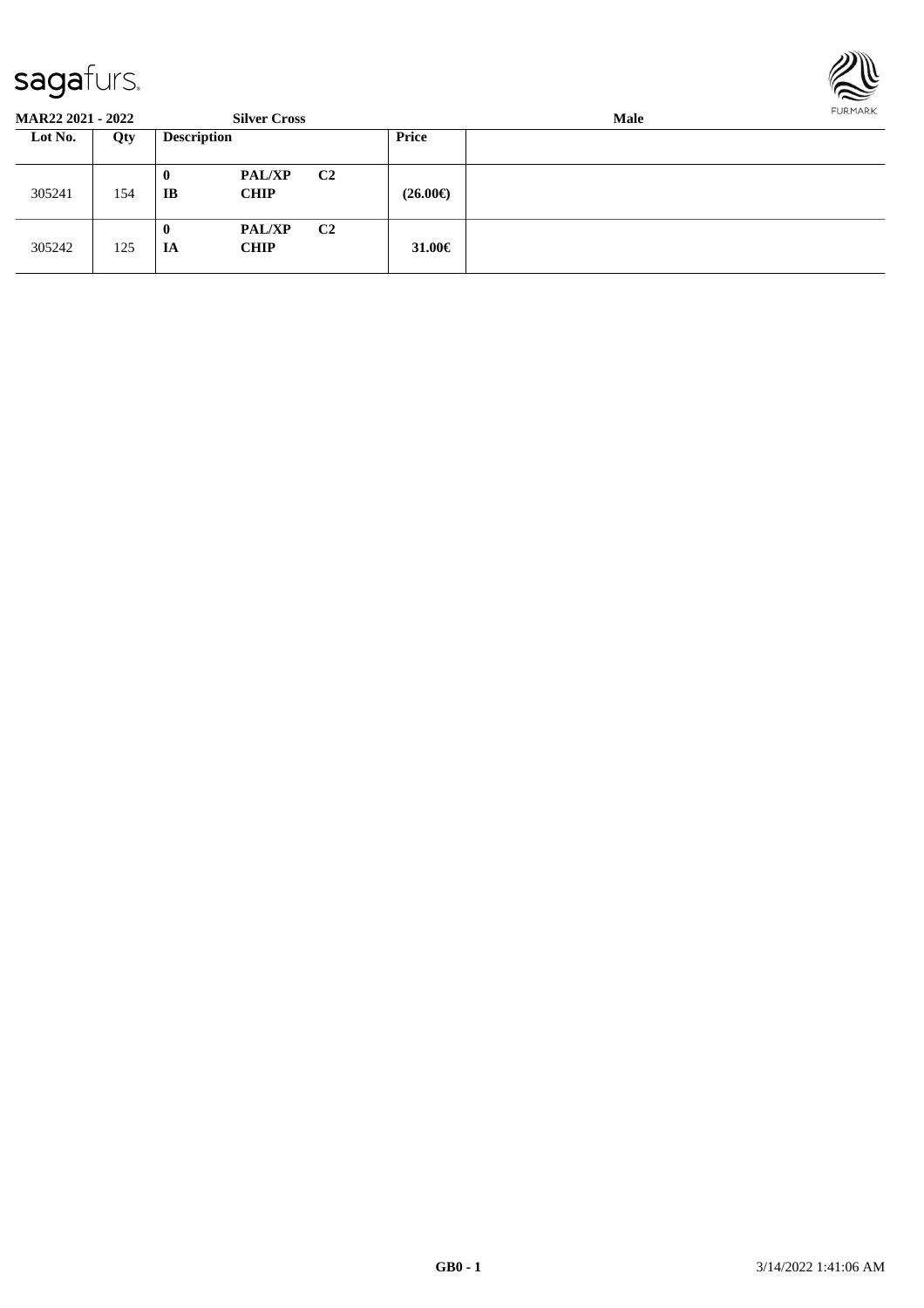**MAR22 2021 - 2022** **Silver Cross** **Male**

| Lot No. | Qty | Description | | | Price | |
|---|---|---|---|---|---|---|
| 305241 | 154 | **0** **IB** | **PAL/XP** **CHIP** | **C2** | **(26.00€)** | |
| 305242 | 125 | **0** **IA** | **PAL/XP** **CHIP** | **C2** | **31.00€** | |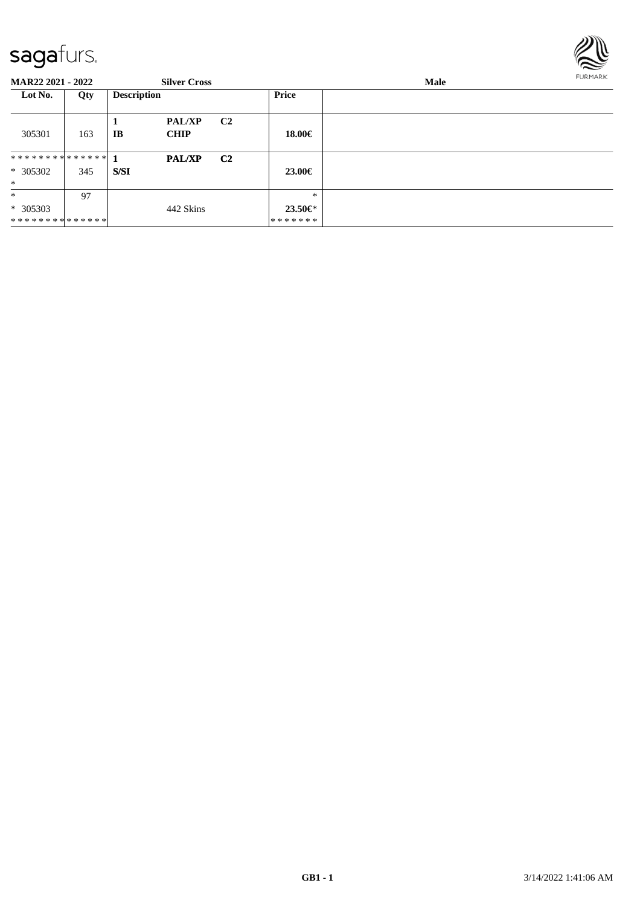| MAR22 2021 - 2022 | | Silver Cross | | | Male |
|---|---|---|---|---|---|
| Lot No. | Qty | Description | | | Price |
| 305301 | 163 | 1 IB | PAL/XP CHIP | C2 | 18.00€ |
| ************** | | 1 | PAL/XP | C2 | |
| * 305302 * | 345 | S/SI | | | 23.00€ |
| * | 97 | | | | * |
| * 305303 | | | 442 Skins | | 23.50€* |
| ************** | | | | | ******* |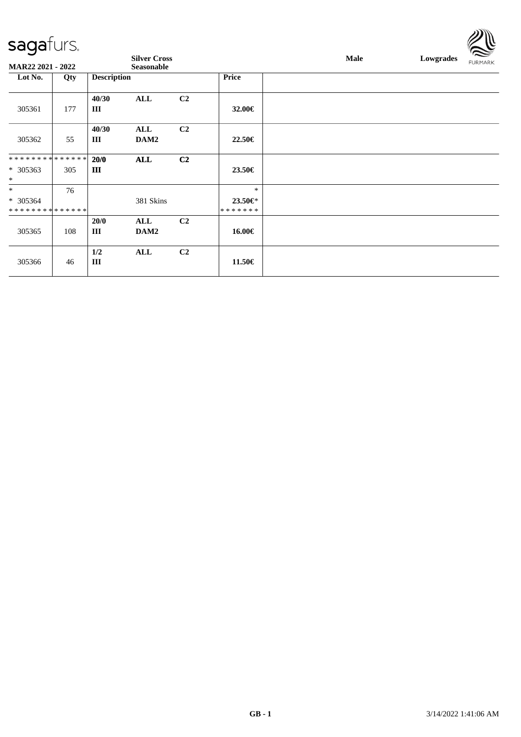sagafurs.

**MAR22 2021 - 2022** | **Silver Cross Seasonable** | **Male** | **Lowgrades**

| Lot No. | Qty | Description | | | Price | |
|---|---|---|---|---|---|---|
| 305361 | 177 | **40/30 III** | **ALL** | **C2** | **32.00€** | |
| 305362 | 55 | **40/30 III** | **ALL DAM2** | **C2** | **22.50€** | |
| ************** * 305363 * | 305 | **20/0 III** | **ALL** | **C2** | **23.50€** | |
| * * 305364 ************** | 76 | | 381 Skins | | * **23.50€*** ******* | |
| 305365 | 108 | **20/0 III** | **ALL DAM2** | **C2** | **16.00€** | |
| 305366 | 46 | **1/2 III** | **ALL** | **C2** | **11.50€** | |

GB - 1 &nbsp;&nbsp;&nbsp; 3/14/2022 1:41:06 AM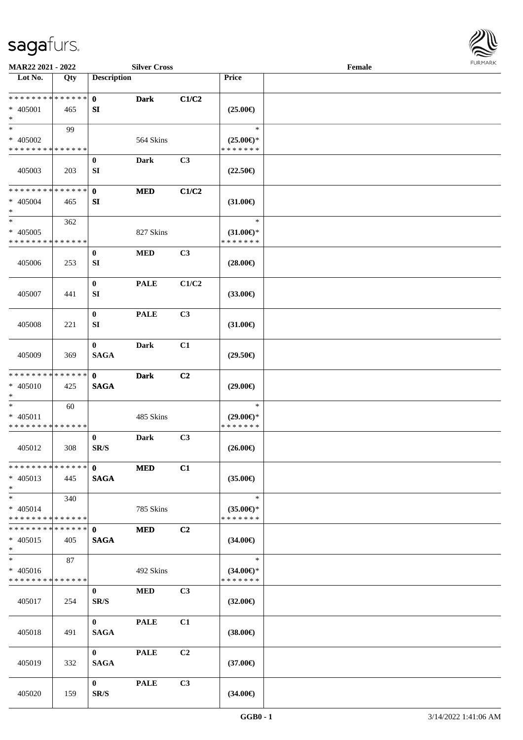MAR22 2021 - 2022 | Silver Cross | Female

| Lot No. | Qty | Description | | | Price | |
|---|---|---|---|---|---|---|
| * * * * * * * * * * * * * * <br>* 405001<br>* | 465 | 0<br>SI | Dark | C1/C2 | (25.00€) | |
| *<br>* 405002<br>* * * * * * * * * * * * * * | 99 | | 564 Skins | | *<br>(25.00€)*<br>* * * * * * * | |
| 405003 | 203 | 0<br>SI | Dark | C3 | (22.50€) | |
| * * * * * * * * * * * * * * <br>* 405004<br>* | 465 | 0<br>SI | MED | C1/C2 | (31.00€) | |
| *<br>* 405005<br>* * * * * * * * * * * * * * | 362 | | 827 Skins | | *<br>(31.00€)*<br>* * * * * * * | |
| 405006 | 253 | 0<br>SI | MED | C3 | (28.00€) | |
| 405007 | 441 | 0<br>SI | PALE | C1/C2 | (33.00€) | |
| 405008 | 221 | 0<br>SI | PALE | C3 | (31.00€) | |
| 405009 | 369 | 0<br>SAGA | Dark | C1 | (29.50€) | |
| * * * * * * * * * * * * * * <br>* 405010<br>* | 425 | 0<br>SAGA | Dark | C2 | (29.00€) | |
| *<br>* 405011<br>* * * * * * * * * * * * * * | 60 | | 485 Skins | | *<br>(29.00€)*<br>* * * * * * * | |
| 405012 | 308 | 0<br>SR/S | Dark | C3 | (26.00€) | |
| * * * * * * * * * * * * * * <br>* 405013<br>* | 445 | 0<br>SAGA | MED | C1 | (35.00€) | |
| *<br>* 405014<br>* * * * * * * * * * * * * * | 340 | | 785 Skins | | *<br>(35.00€)*<br>* * * * * * * | |
| * * * * * * * * * * * * * * <br>* 405015<br>* | 405 | 0<br>SAGA | MED | C2 | (34.00€) | |
| *<br>* 405016<br>* * * * * * * * * * * * * * | 87 | | 492 Skins | | *<br>(34.00€)*<br>* * * * * * * | |
| 405017 | 254 | 0<br>SR/S | MED | C3 | (32.00€) | |
| 405018 | 491 | 0<br>SAGA | PALE | C1 | (38.00€) | |
| 405019 | 332 | 0<br>SAGA | PALE | C2 | (37.00€) | |
| 405020 | 159 | 0<br>SR/S | PALE | C3 | (34.00€) | |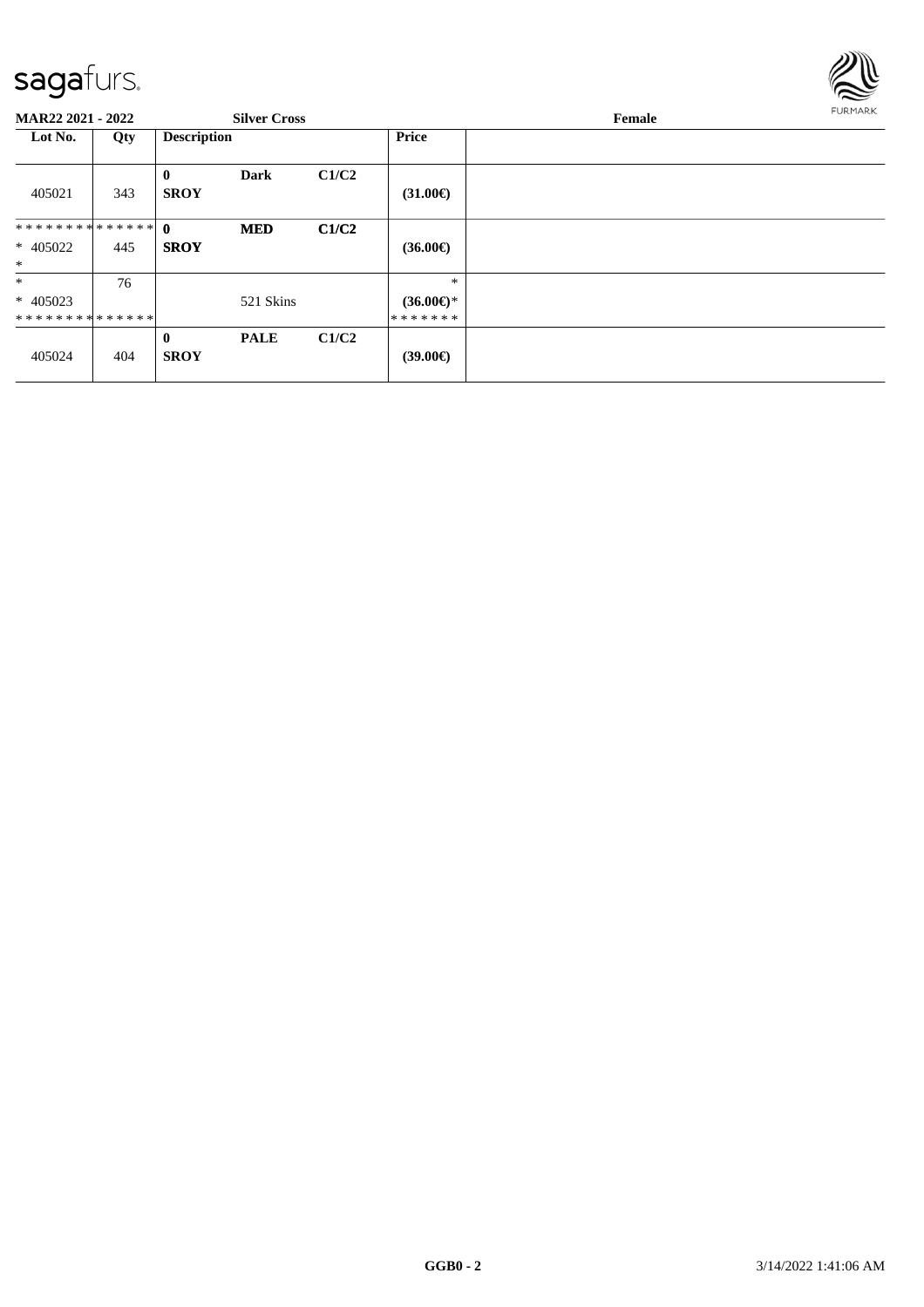**MAR22 2021 - 2022** **Silver Cross** **Female**

| Lot No. | Qty | Description | | | Price | |
|---|---|---|---|---|---|---|
| 405021 | 343 | **0** **SROY** | **Dark** | **C1/C2** | **(31.00€)** | |
| ************** * 405022 * | 445 | **0** **SROY** | **MED** | **C1/C2** | **(36.00€)** | |
| * * 405023 ************** | 76 | | 521 Skins | | * **(36.00€)*** ******* | |
| 405024 | 404 | **0** **SROY** | **PALE** | **C1/C2** | **(39.00€)** | |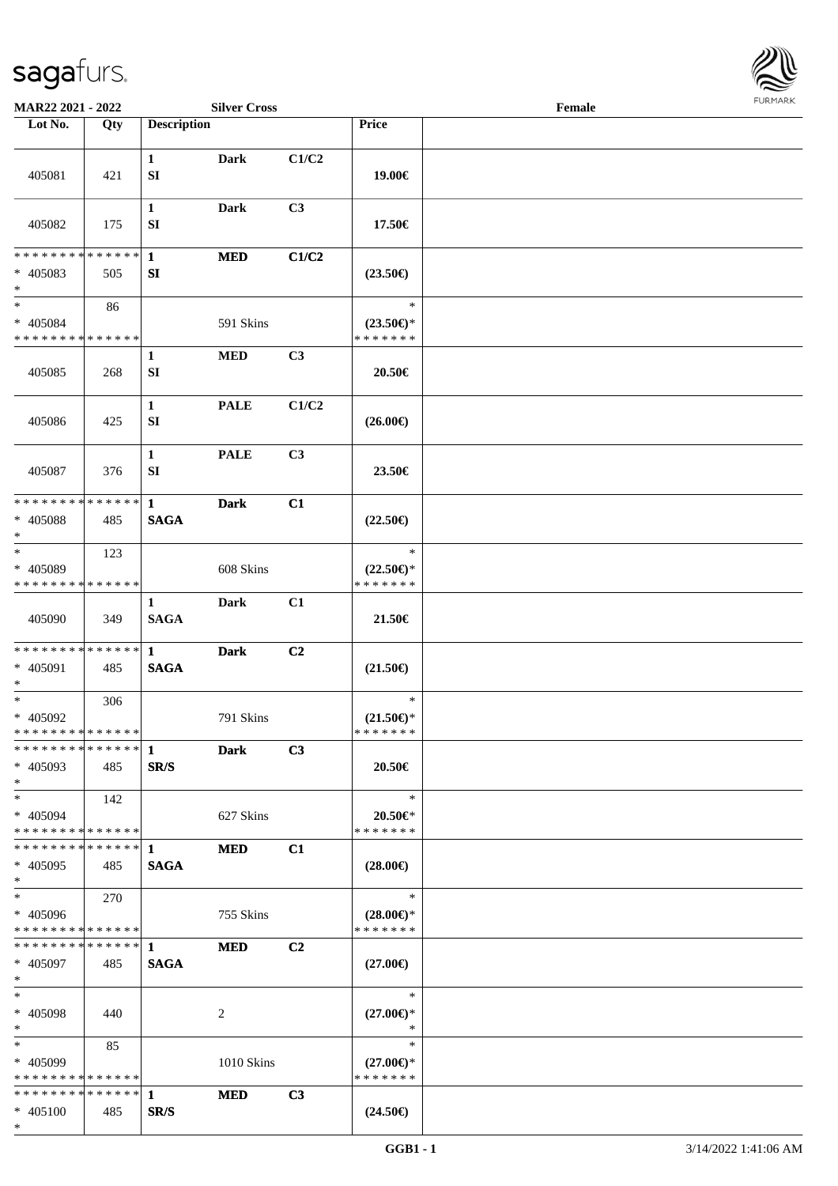**MAR22 2021 - 2022** **Silver Cross** **Female**

| Lot No. | Qty | Description | | | Price | |
|---|---|---|---|---|---|---|
| 405081 | 421 | 1 SI | Dark | C1/C2 | 19.00€ | |
| 405082 | 175 | 1 SI | Dark | C3 | 17.50€ | |
| * * * * * * * * * * * * * * * 405083 * | 505 | 1 SI | MED | C1/C2 | (23.50€) | |
| * * 405084 * * * * * * * * * * * * * * | 86 | | 591 Skins | | * (23.50€)* * * * * * * * | |
| 405085 | 268 | 1 SI | MED | C3 | 20.50€ | |
| 405086 | 425 | 1 SI | PALE | C1/C2 | (26.00€) | |
| 405087 | 376 | 1 SI | PALE | C3 | 23.50€ | |
| * * * * * * * * * * * * * * * 405088 * | 485 | 1 SAGA | Dark | C1 | (22.50€) | |
| * * 405089 * * * * * * * * * * * * * * | 123 | | 608 Skins | | * (22.50€)* * * * * * * * | |
| 405090 | 349 | 1 SAGA | Dark | C1 | 21.50€ | |
| * * * * * * * * * * * * * * * 405091 * | 485 | 1 SAGA | Dark | C2 | (21.50€) | |
| * * 405092 * * * * * * * * * * * * * * | 306 | | 791 Skins | | * (21.50€)* * * * * * * * | |
| * * * * * * * * * * * * * * * 405093 * | 485 | 1 SR/S | Dark | C3 | 20.50€ | |
| * * 405094 * * * * * * * * * * * * * * | 142 | | 627 Skins | | * 20.50€* * * * * * * * | |
| * * * * * * * * * * * * * * * 405095 * | 485 | 1 SAGA | MED | C1 | (28.00€) | |
| * * 405096 * * * * * * * * * * * * * * | 270 | | 755 Skins | | * (28.00€)* * * * * * * * | |
| * * * * * * * * * * * * * * * 405097 * | 485 | 1 SAGA | MED | C2 | (27.00€) | |
| * * 405098 * | 440 | | 2 | | * (27.00€)* * | |
| * * 405099 * * * * * * * * * * * * * * | 85 | | 1010 Skins | | * (27.00€)* * * * * * * * | |
| * * * * * * * * * * * * * * * 405100 * | 485 | 1 SR/S | MED | C3 | (24.50€) | |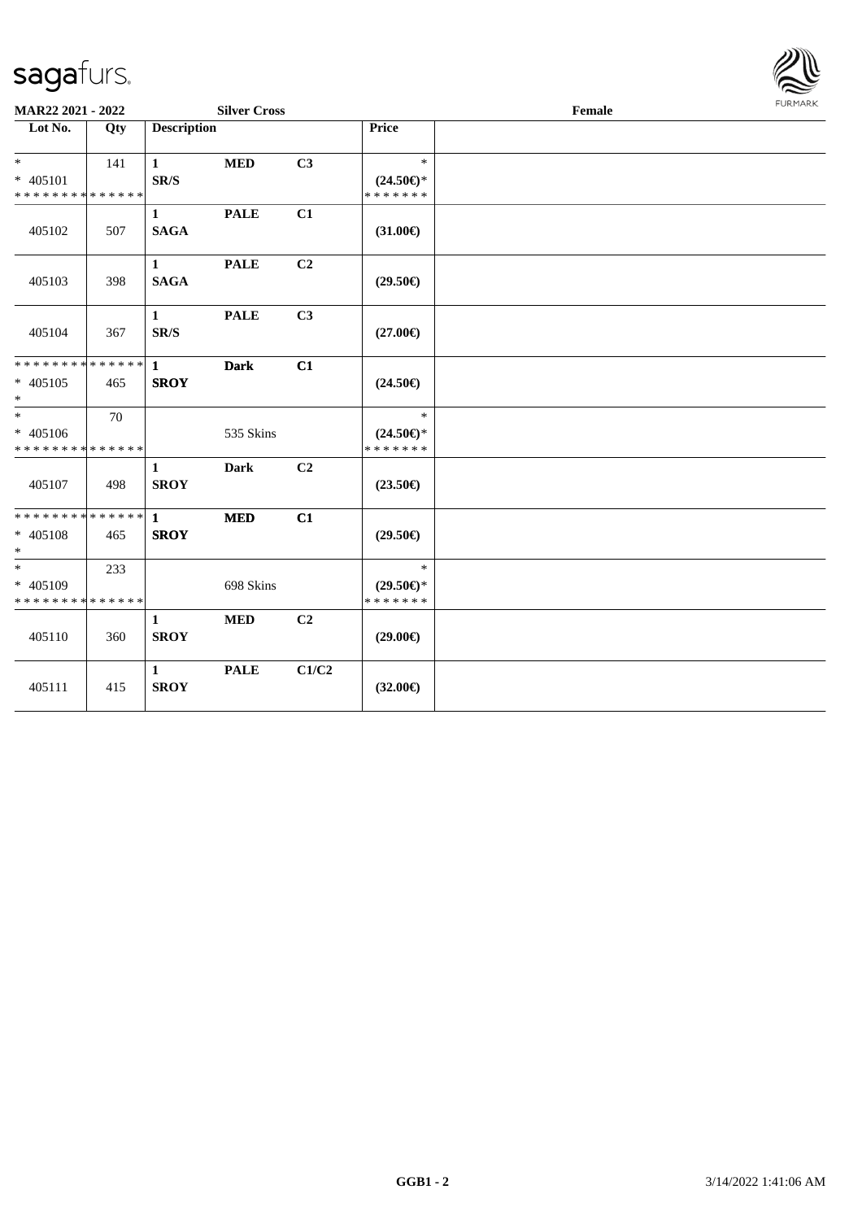MAR22 2021 - 2022 Silver Cross Female

| Lot No. | Qty | Description | | | Price | |
|---|---|---|---|---|---|---|
| *<br>* 405101<br>* * * * * * * * * * * * * * | 141 | 1<br>SR/S | MED | C3 | *<br>(24.50€)*<br>* * * * * * * | |
| 405102 | 507 | 1<br>SAGA | PALE | C1 | (31.00€) | |
| 405103 | 398 | 1<br>SAGA | PALE | C2 | (29.50€) | |
| 405104 | 367 | 1<br>SR/S | PALE | C3 | (27.00€) | |
| * * * * * * * * * * * * * *<br>* 405105<br>* | 465 | 1<br>SROY | Dark | C1 | (24.50€) | |
| *<br>* 405106<br>* * * * * * * * * * * * * * | 70 | | 535 Skins | | *<br>(24.50€)*<br>* * * * * * * | |
| 405107 | 498 | 1<br>SROY | Dark | C2 | (23.50€) | |
| * * * * * * * * * * * * * *<br>* 405108<br>* | 465 | 1<br>SROY | MED | C1 | (29.50€) | |
| *<br>* 405109<br>* * * * * * * * * * * * * * | 233 | | 698 Skins | | *<br>(29.50€)*<br>* * * * * * * | |
| 405110 | 360 | 1<br>SROY | MED | C2 | (29.00€) | |
| 405111 | 415 | 1<br>SROY | PALE | C1/C2 | (32.00€) | |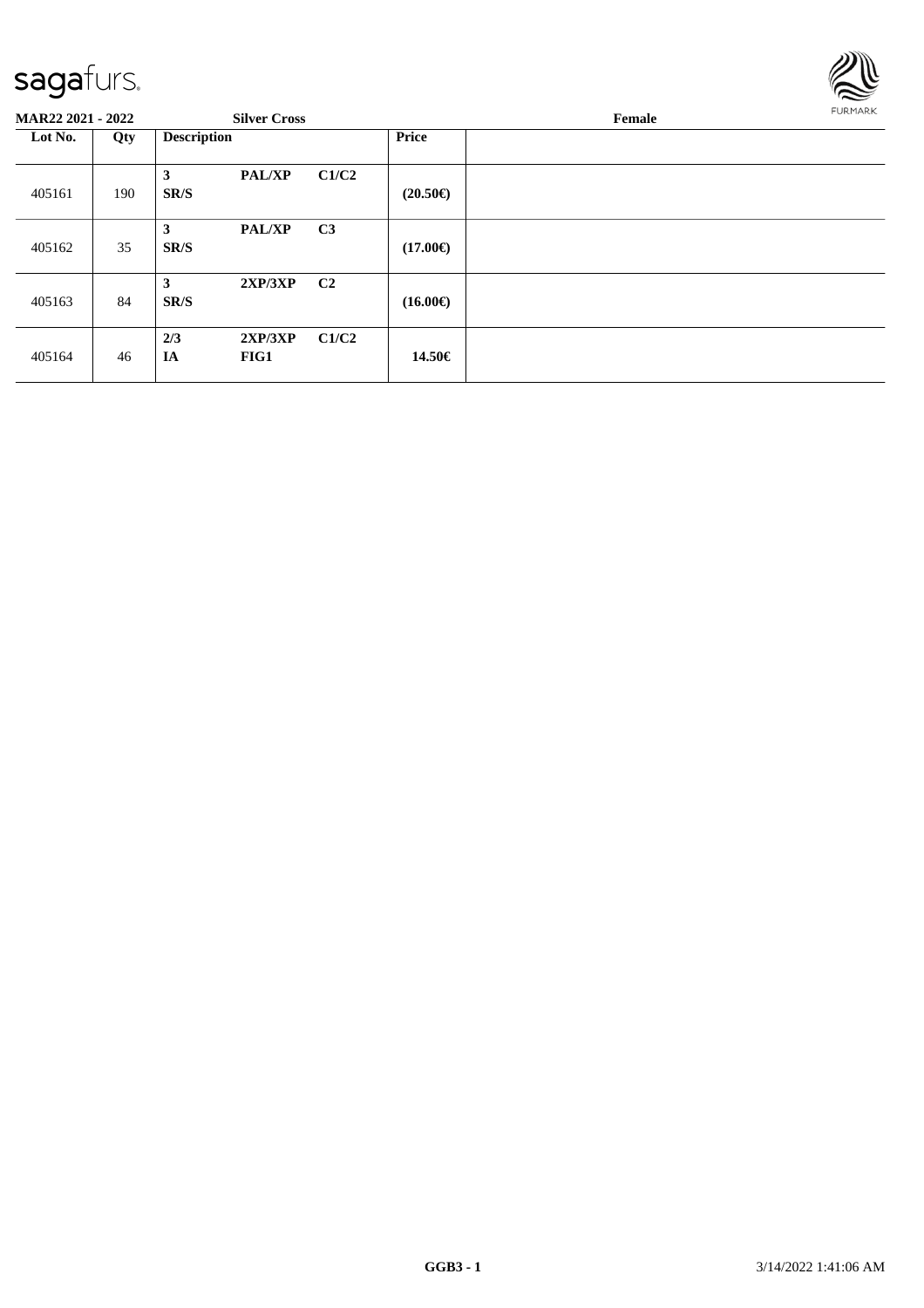**MAR22 2021 - 2022** **Silver Cross** **Female**

| Lot No. | Qty | Description | | | Price | |
|---|---|---|---|---|---|---|
| 405161 | 190 | **3** **SR/S** | **PAL/XP** | **C1/C2** | **(20.50€)** | |
| 405162 | 35 | **3** **SR/S** | **PAL/XP** | **C3** | **(17.00€)** | |
| 405163 | 84 | **3** **SR/S** | **2XP/3XP** | **C2** | **(16.00€)** | |
| 405164 | 46 | **2/3** **IA** | **2XP/3XP** **FIG1** | **C1/C2** | **14.50€** | |

**GGB3 - 1** 3/14/2022 1:41:06 AM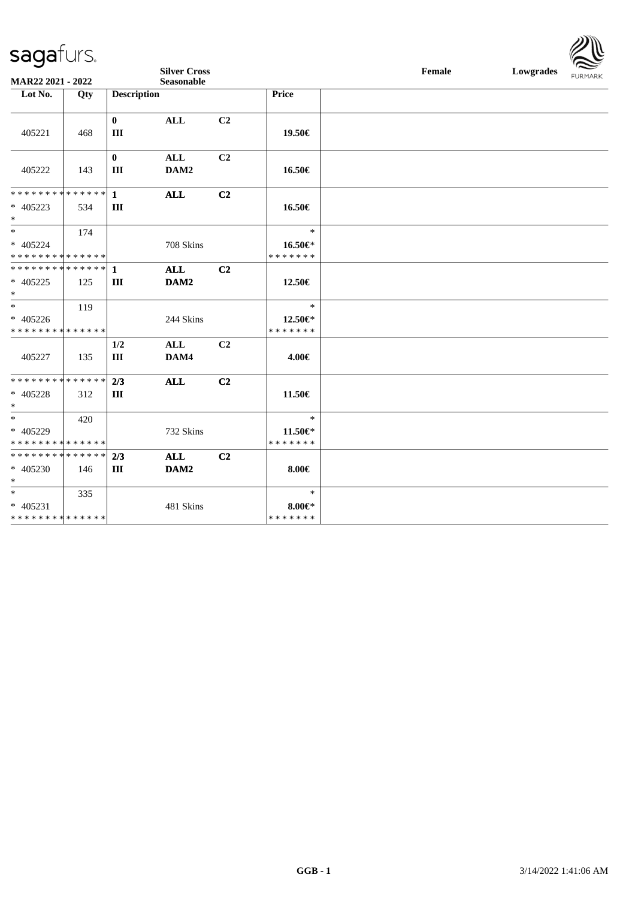Silver Cross Seasonable | Female | Lowgrades

MAR22 2021 - 2022

| Lot No. | Qty | Description | | | Price |
|---|---|---|---|---|---|
| 405221 | 468 | 0 III | ALL | C2 | 19.50€ |
| 405222 | 143 | 0 III | ALL DAM2 | C2 | 16.50€ |
| * * * * * * * * * * * * * * * 405223 * | 534 | 1 III | ALL | C2 | 16.50€ |
| * * 405224 * * * * * * * * * * * * * * | 174 | | 708 Skins | | * 16.50€* * * * * * * * |
| * * * * * * * * * * * * * * * 405225 * | 125 | 1 III | ALL DAM2 | C2 | 12.50€ |
| * * 405226 * * * * * * * * * * * * * * | 119 | | 244 Skins | | * 12.50€* * * * * * * * |
| 405227 | 135 | 1/2 III | ALL DAM4 | C2 | 4.00€ |
| * * * * * * * * * * * * * * * 405228 * | 312 | 2/3 III | ALL | C2 | 11.50€ |
| * * 405229 * * * * * * * * * * * * * * | 420 | | 732 Skins | | * 11.50€* * * * * * * * |
| * * * * * * * * * * * * * * * 405230 * | 146 | 2/3 III | ALL DAM2 | C2 | 8.00€ |
| * * 405231 * * * * * * * * * * * * * * | 335 | | 481 Skins | | * 8.00€* * * * * * * * |